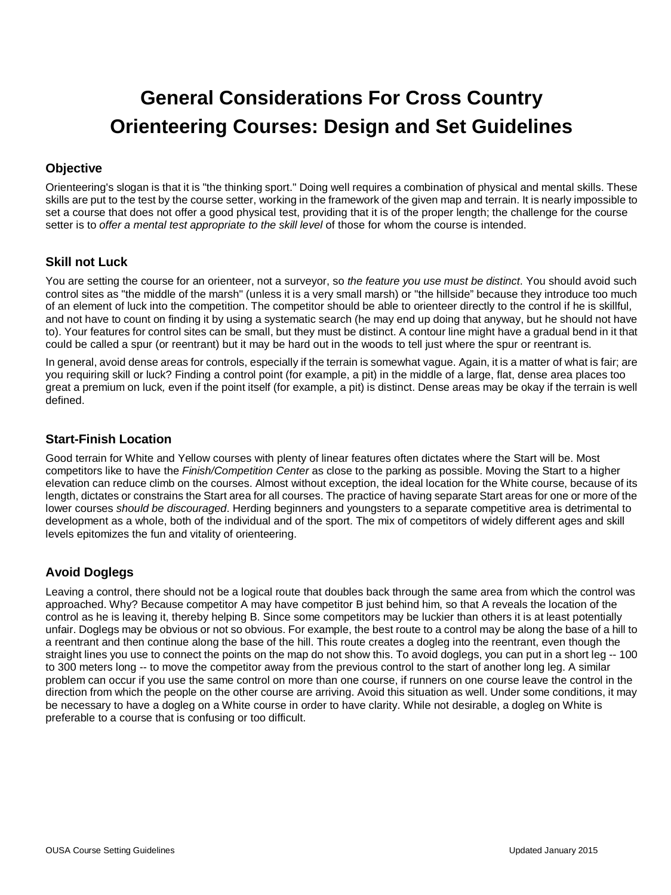# General Considerations For Cross Country Orienteering Courses: Design and Set Guidelines

## Objective

Orienteering's slogan is that it is "the thinking sport." Doing well requires a combination of physical and mental skills. These skills are put to the test by the course setter, working in the framework of the given map and terrain. It is nearly impossible to set a course that does not offer a good physical test, providing that it is of the proper length; the challenge for the course setter is to *offer a mental test appropriate to the skill level* of those for whom the course is intended.

## Skill not Luck

You are setting the course for an orienteer, not a surveyor, so *the feature you use must be distinct*. You should avoid such control sites as "the middle of the marsh" (unless it is a very small marsh) or "the hillside" because they introduce too much of an element of luck into the competition. The competitor should be able to orienteer directly to the control if he is skillful, and not have to count on finding it by using a systematic search (he may end up doing that anyway, but he should not have to). Your features for control sites can be small, but they must be distinct. A contour line might have a gradual bend in it that could be called a spur (or reentrant) but it may be hard out in the woods to tell just where the spur or reentrant is.

In general, avoid dense areas for controls, especially if the terrain is somewhat vague. Again, it is a matter of what is fair; are you requiring skill or luck? Finding a control point (for example, a pit) in the middle of a large, flat, dense area places too great a premium on luck*,* even if the point itself (for example, a pit) is distinct. Dense areas may be okay if the terrain is well defined.

## Start-Finish Location

Good terrain for White and Yellow courses with plenty of linear features often dictates where the Start will be. Most competitors like to have the *Finish/Competition Center* as close to the parking as possible. Moving the Start to a higher elevation can reduce climb on the courses. Almost without exception, the ideal location for the White course, because of its length, dictates or constrains the Start area for all courses. The practice of having separate Start areas for one or more of the lower courses *should be discouraged*. Herding beginners and youngsters to a separate competitive area is detrimental to development as a whole, both of the individual and of the sport. The mix of competitors of widely different ages and skill levels epitomizes the fun and vitality of orienteering.

## Avoid Doglegs

Leaving a control, there should not be a logical route that doubles back through the same area from which the control was approached. Why? Because competitor A may have competitor B just behind him, so that A reveals the location of the control as he is leaving it, thereby helping B. Since some competitors may be luckier than others it is at least potentially unfair. Doglegs may be obvious or not so obvious. For example, the best route to a control may be along the base of a hill to a reentrant and then continue along the base of the hill. This route creates a dogleg into the reentrant, even though the straight lines you use to connect the points on the map do not show this. To avoid doglegs, you can put in a short leg -- 100 to 300 meters long -- to move the competitor away from the previous control to the start of another long leg. A similar problem can occur if you use the same control on more than one course, if runners on one course leave the control in the direction from which the people on the other course are arriving. Avoid this situation as well. Under some conditions, it may be necessary to have a dogleg on a White course in order to have clarity. While not desirable, a dogleg on White is preferable to a course that is confusing or too difficult.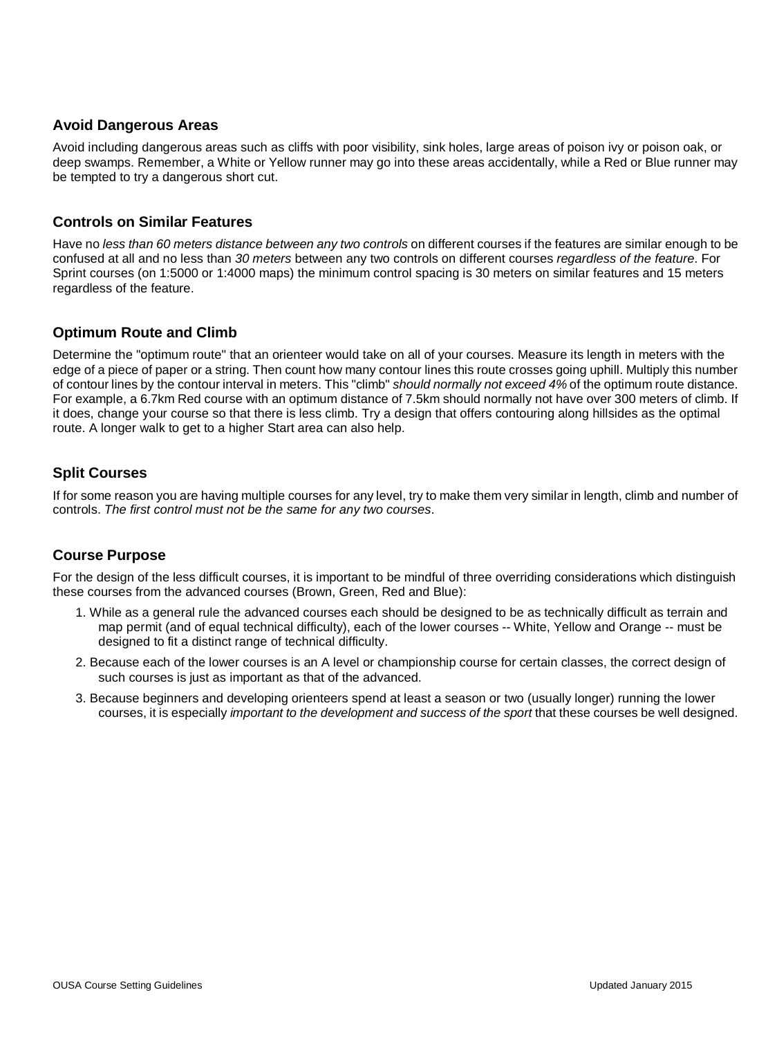### Avoid Dangerous Areas

Avoid including dangerous areas such as cliffs with poor visibility, sink holes, large areas of poison ivy or poison oak, or deep swamps. Remember, a White or Yellow runner may go into these areas accidentally, while a Red or Blue runner may be tempted to try a dangerous short cut.

### Controls on Similar Features

Have no *less than 60 meters distance between any two controls* on different courses if the features are similar enough to be confused at all and no less than *30 meters* between any two controls on different courses *regardless of the feature*. For Sprint courses (on 1:5000 or 1:4000 maps) the minimum control spacing is 30 meters on similar features and 15 meters regardless of the feature.

### Optimum Route and Climb

Determine the "optimum route" that an orienteer would take on all of your courses. Measure its length in meters with the edge of a piece of paper or a string. Then count how many contour lines this route crosses going uphill. Multiply this number of contour lines by the contour interval in meters. This "climb" *should normally not exceed 4%* of the optimum route distance. For example, a 6.7km Red course with an optimum distance of 7.5km should normally not have over 300 meters of climb. If it does, change your course so that there is less climb. Try a design that offers contouring along hillsides as the optimal route. A longer walk to get to a higher Start area can also help.

### Split Courses

If for some reason you are having multiple courses for any level, try to make them very similar in length, climb and number of controls. *The first control must not be the same for any two courses*.

### Course Purpose

For the design of the less difficult courses, it is important to be mindful of three overriding considerations which distinguish these courses from the advanced courses (Brown, Green, Red and Blue):

1. While as a general rule the advanced courses each should be designed to be as technically difficult as terrain and map permit (and of equal technical difficulty), each of the lower courses -- White, Yellow and Orange -- must be designed to fit a distinct range of technical difficulty.
2. Because each of the lower courses is an A level or championship course for certain classes, the correct design of such courses is just as important as that of the advanced.
3. Because beginners and developing orienteers spend at least a season or two (usually longer) running the lower courses, it is especially *important to the development and success of the sport* that these courses be well designed.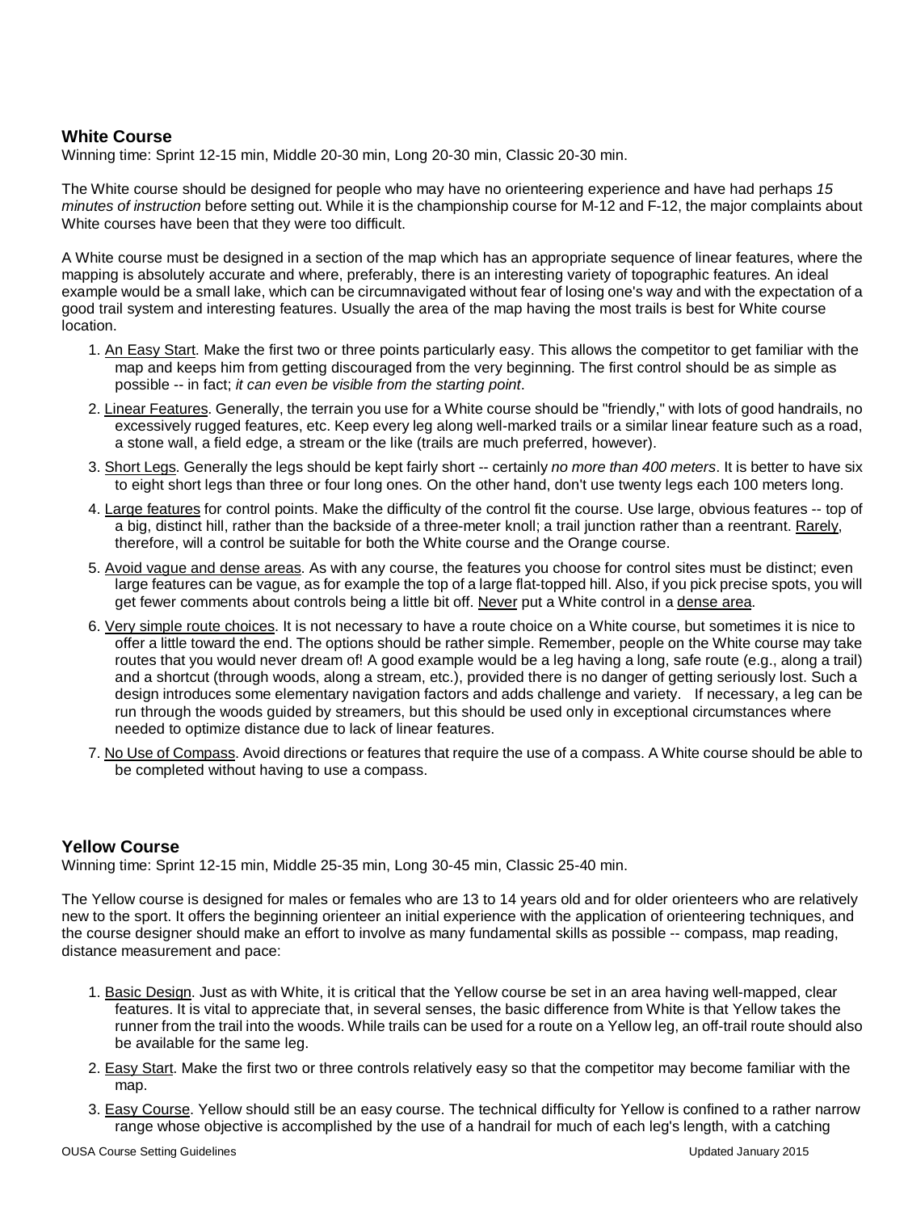### White Course

Winning time: Sprint 12-15 min, Middle 20-30 min, Long 20-30 min, Classic 20-30 min.

The White course should be designed for people who may have no orienteering experience and have had perhaps *15 minutes of instruction* before setting out. While it is the championship course for M-12 and F-12, the major complaints about White courses have been that they were too difficult.

A White course must be designed in a section of the map which has an appropriate sequence of linear features, where the mapping is absolutely accurate and where, preferably, there is an interesting variety of topographic features. An ideal example would be a small lake, which can be circumnavigated without fear of losing one's way and with the expectation of a good trail system and interesting features. Usually the area of the map having the most trails is best for White course location.

1. An Easy Start. Make the first two or three points particularly easy. This allows the competitor to get familiar with the map and keeps him from getting discouraged from the very beginning. The first control should be as simple as possible -- in fact; *it can even be visible from the starting point*.
2. Linear Features. Generally, the terrain you use for a White course should be "friendly," with lots of good handrails, no excessively rugged features, etc. Keep every leg along well-marked trails or a similar linear feature such as a road, a stone wall, a field edge, a stream or the like (trails are much preferred, however).
3. Short Legs. Generally the legs should be kept fairly short -- certainly *no more than 400 meters*. It is better to have six to eight short legs than three or four long ones. On the other hand, don't use twenty legs each 100 meters long.
4. Large features for control points. Make the difficulty of the control fit the course. Use large, obvious features -- top of a big, distinct hill, rather than the backside of a three-meter knoll; a trail junction rather than a reentrant. Rarely, therefore, will a control be suitable for both the White course and the Orange course.
5. Avoid vague and dense areas. As with any course, the features you choose for control sites must be distinct; even large features can be vague, as for example the top of a large flat-topped hill. Also, if you pick precise spots, you will get fewer comments about controls being a little bit off. Never put a White control in a dense area.
6. Very simple route choices. It is not necessary to have a route choice on a White course, but sometimes it is nice to offer a little toward the end. The options should be rather simple. Remember, people on the White course may take routes that you would never dream of! A good example would be a leg having a long, safe route (e.g., along a trail) and a shortcut (through woods, along a stream, etc.), provided there is no danger of getting seriously lost. Such a design introduces some elementary navigation factors and adds challenge and variety. If necessary, a leg can be run through the woods guided by streamers, but this should be used only in exceptional circumstances where needed to optimize distance due to lack of linear features.
7. No Use of Compass. Avoid directions or features that require the use of a compass. A White course should be able to be completed without having to use a compass.

### Yellow Course

Winning time: Sprint 12-15 min, Middle 25-35 min, Long 30-45 min, Classic 25-40 min.

The Yellow course is designed for males or females who are 13 to 14 years old and for older orienteers who are relatively new to the sport. It offers the beginning orienteer an initial experience with the application of orienteering techniques, and the course designer should make an effort to involve as many fundamental skills as possible -- compass, map reading, distance measurement and pace:

1. Basic Design. Just as with White, it is critical that the Yellow course be set in an area having well-mapped, clear features. It is vital to appreciate that, in several senses, the basic difference from White is that Yellow takes the runner from the trail into the woods. While trails can be used for a route on a Yellow leg, an off-trail route should also be available for the same leg.
2. Easy Start. Make the first two or three controls relatively easy so that the competitor may become familiar with the map.
3. Easy Course. Yellow should still be an easy course. The technical difficulty for Yellow is confined to a rather narrow range whose objective is accomplished by the use of a handrail for much of each leg's length, with a catching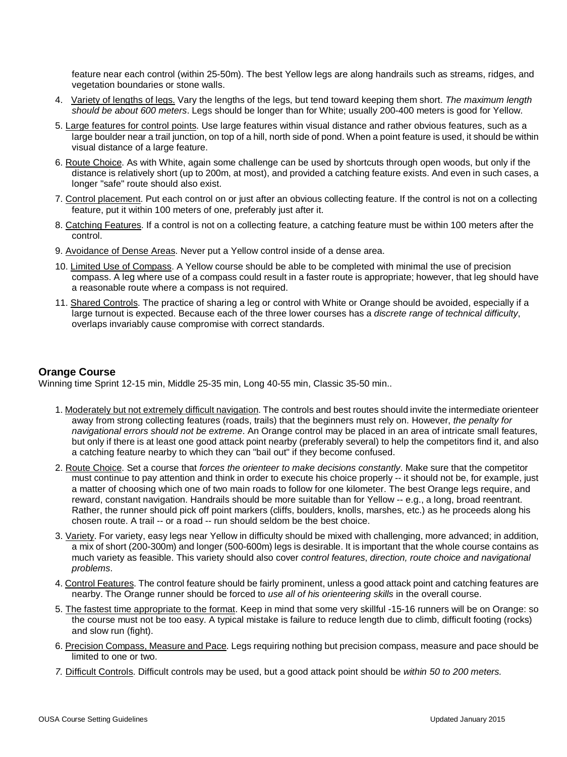feature near each control (within 25-50m). The best Yellow legs are along handrails such as streams, ridges, and vegetation boundaries or stone walls.

4. Variety of lengths of legs. Vary the lengths of the legs, but tend toward keeping them short. *The maximum length should be about 600 meters*. Legs should be longer than for White; usually 200-400 meters is good for Yellow.
5. Large features for control points. Use large features within visual distance and rather obvious features, such as a large boulder near a trail junction, on top of a hill, north side of pond. When a point feature is used, it should be within visual distance of a large feature.
6. Route Choice. As with White, again some challenge can be used by shortcuts through open woods, but only if the distance is relatively short (up to 200m, at most), and provided a catching feature exists. And even in such cases, a longer "safe" route should also exist.
7. Control placement. Put each control on or just after an obvious collecting feature. If the control is not on a collecting feature, put it within 100 meters of one, preferably just after it.
8. Catching Features. If a control is not on a collecting feature, a catching feature must be within 100 meters after the control.
9. Avoidance of Dense Areas. Never put a Yellow control inside of a dense area.
10. Limited Use of Compass. A Yellow course should be able to be completed with minimal the use of precision compass. A leg where use of a compass could result in a faster route is appropriate; however, that leg should have a reasonable route where a compass is not required.
11. Shared Controls. The practice of sharing a leg or control with White or Orange should be avoided, especially if a large turnout is expected. Because each of the three lower courses has a *discrete range of technical difficulty*, overlaps invariably cause compromise with correct standards.

### Orange Course

Winning time Sprint 12-15 min, Middle 25-35 min, Long 40-55 min, Classic 35-50 min..

1. Moderately but not extremely difficult navigation. The controls and best routes should invite the intermediate orienteer away from strong collecting features (roads, trails) that the beginners must rely on. However, *the penalty for navigational errors should not be extreme*. An Orange control may be placed in an area of intricate small features, but only if there is at least one good attack point nearby (preferably several) to help the competitors find it, and also a catching feature nearby to which they can "bail out" if they become confused.
2. Route Choice. Set a course that *forces the orienteer to make decisions constantly*. Make sure that the competitor must continue to pay attention and think in order to execute his choice properly -- it should not be, for example, just a matter of choosing which one of two main roads to follow for one kilometer. The best Orange legs require, and reward, constant navigation. Handrails should be more suitable than for Yellow -- e.g., a long, broad reentrant. Rather, the runner should pick off point markers (cliffs, boulders, knolls, marshes, etc.) as he proceeds along his chosen route. A trail -- or a road -- run should seldom be the best choice.
3. Variety. For variety, easy legs near Yellow in difficulty should be mixed with challenging, more advanced; in addition, a mix of short (200-300m) and longer (500-600m) legs is desirable. It is important that the whole course contains as much variety as feasible. This variety should also cover *control features*, *direction, route choice and navigational problems*.
4. Control Features. The control feature should be fairly prominent, unless a good attack point and catching features are nearby. The Orange runner should be forced to *use all of his orienteering skills* in the overall course.
5. The fastest time appropriate to the format. Keep in mind that some very skillful -15-16 runners will be on Orange: so the course must not be too easy. A typical mistake is failure to reduce length due to climb, difficult footing (rocks) and slow run (fight).
6. Precision Compass, Measure and Pace. Legs requiring nothing but precision compass, measure and pace should be limited to one or two.
7. Difficult Controls. Difficult controls may be used, but a good attack point should be *within 50 to 200 meters.*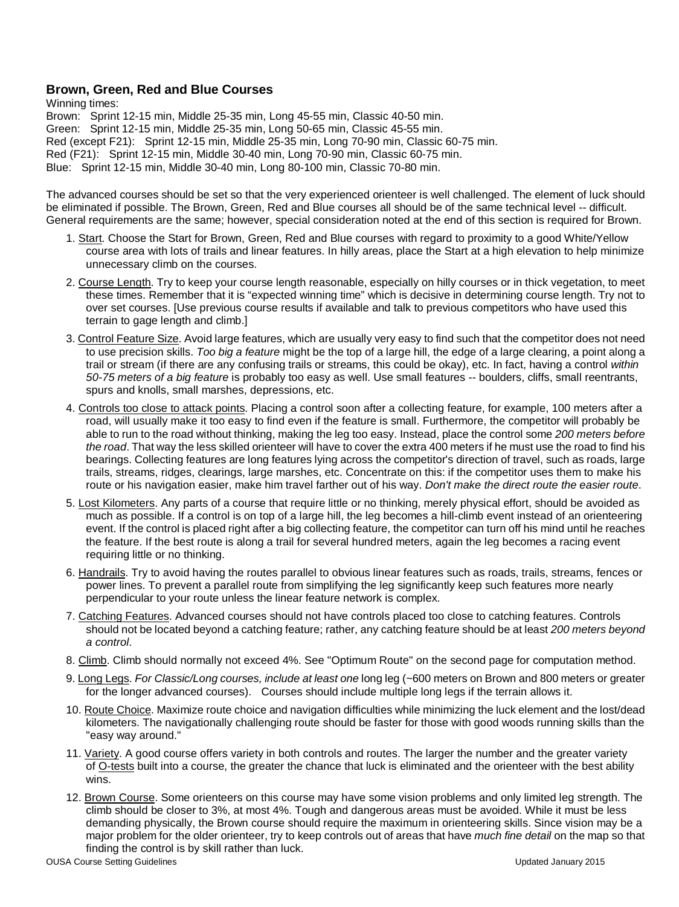### Brown, Green, Red and Blue Courses

Winning times:
Brown: Sprint 12-15 min, Middle 25-35 min, Long 45-55 min, Classic 40-50 min.
Green: Sprint 12-15 min, Middle 25-35 min, Long 50-65 min, Classic 45-55 min.
Red (except F21): Sprint 12-15 min, Middle 25-35 min, Long 70-90 min, Classic 60-75 min.
Red (F21): Sprint 12-15 min, Middle 30-40 min, Long 70-90 min, Classic 60-75 min.
Blue: Sprint 12-15 min, Middle 30-40 min, Long 80-100 min, Classic 70-80 min.

The advanced courses should be set so that the very experienced orienteer is well challenged. The element of luck should be eliminated if possible. The Brown, Green, Red and Blue courses all should be of the same technical level -- difficult. General requirements are the same; however, special consideration noted at the end of this section is required for Brown.

1. Start. Choose the Start for Brown, Green, Red and Blue courses with regard to proximity to a good White/Yellow course area with lots of trails and linear features. In hilly areas, place the Start at a high elevation to help minimize unnecessary climb on the courses.
2. Course Length. Try to keep your course length reasonable, especially on hilly courses or in thick vegetation, to meet these times. Remember that it is "expected winning time" which is decisive in determining course length. Try not to over set courses. [Use previous course results if available and talk to previous competitors who have used this terrain to gage length and climb.]
3. Control Feature Size. Avoid large features, which are usually very easy to find such that the competitor does not need to use precision skills. *Too big a feature* might be the top of a large hill, the edge of a large clearing, a point along a trail or stream (if there are any confusing trails or streams, this could be okay), etc. In fact, having a control *within 50-75 meters of a big feature* is probably too easy as well. Use small features -- boulders, cliffs, small reentrants, spurs and knolls, small marshes, depressions, etc.
4. Controls too close to attack points. Placing a control soon after a collecting feature, for example, 100 meters after a road, will usually make it too easy to find even if the feature is small. Furthermore, the competitor will probably be able to run to the road without thinking, making the leg too easy. Instead, place the control some *200 meters before the road*. That way the less skilled orienteer will have to cover the extra 400 meters if he must use the road to find his bearings. Collecting features are long features lying across the competitor's direction of travel, such as roads, large trails, streams, ridges, clearings, large marshes, etc. Concentrate on this: if the competitor uses them to make his route or his navigation easier, make him travel farther out of his way. *Don't make the direct route the easier route*.
5. Lost Kilometers. Any parts of a course that require little or no thinking, merely physical effort, should be avoided as much as possible. If a control is on top of a large hill, the leg becomes a hill-climb event instead of an orienteering event. If the control is placed right after a big collecting feature, the competitor can turn off his mind until he reaches the feature. If the best route is along a trail for several hundred meters, again the leg becomes a racing event requiring little or no thinking.
6. Handrails. Try to avoid having the routes parallel to obvious linear features such as roads, trails, streams, fences or power lines. To prevent a parallel route from simplifying the leg significantly keep such features more nearly perpendicular to your route unless the linear feature network is complex.
7. Catching Features. Advanced courses should not have controls placed too close to catching features. Controls should not be located beyond a catching feature; rather, any catching feature should be at least *200 meters beyond a control*.
8. Climb. Climb should normally not exceed 4%. See "Optimum Route" on the second page for computation method.
9. Long Legs. *For Classic/Long courses, include at least one* long leg (~600 meters on Brown and 800 meters or greater for the longer advanced courses). Courses should include multiple long legs if the terrain allows it.
10. Route Choice. Maximize route choice and navigation difficulties while minimizing the luck element and the lost/dead kilometers. The navigationally challenging route should be faster for those with good woods running skills than the "easy way around."
11. Variety. A good course offers variety in both controls and routes. The larger the number and the greater variety of O-tests built into a course, the greater the chance that luck is eliminated and the orienteer with the best ability wins.
12. Brown Course. Some orienteers on this course may have some vision problems and only limited leg strength. The climb should be closer to 3%, at most 4%. Tough and dangerous areas must be avoided. While it must be less demanding physically, the Brown course should require the maximum in orienteering skills. Since vision may be a major problem for the older orienteer, try to keep controls out of areas that have *much fine detail* on the map so that finding the control is by skill rather than luck.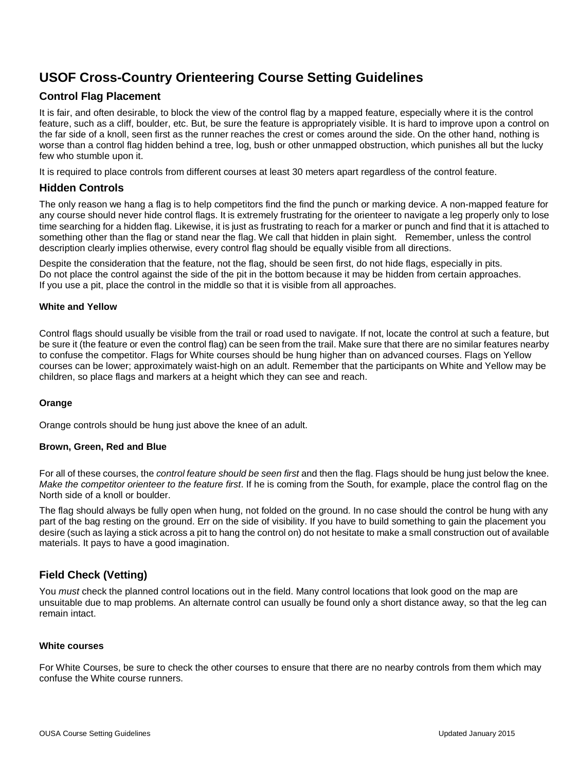# USOF Cross-Country Orienteering Course Setting Guidelines

## Control Flag Placement

It is fair, and often desirable, to block the view of the control flag by a mapped feature, especially where it is the control feature, such as a cliff, boulder, etc. But, be sure the feature is appropriately visible. It is hard to improve upon a control on the far side of a knoll, seen first as the runner reaches the crest or comes around the side. On the other hand, nothing is worse than a control flag hidden behind a tree, log, bush or other unmapped obstruction, which punishes all but the lucky few who stumble upon it.

It is required to place controls from different courses at least 30 meters apart regardless of the control feature.

## Hidden Controls

The only reason we hang a flag is to help competitors find the find the punch or marking device. A non-mapped feature for any course should never hide control flags. It is extremely frustrating for the orienteer to navigate a leg properly only to lose time searching for a hidden flag. Likewise, it is just as frustrating to reach for a marker or punch and find that it is attached to something other than the flag or stand near the flag. We call that hidden in plain sight. Remember, unless the control description clearly implies otherwise, every control flag should be equally visible from all directions.

Despite the consideration that the feature, not the flag, should be seen first, do not hide flags, especially in pits.
Do not place the control against the side of the pit in the bottom because it may be hidden from certain approaches.
If you use a pit, place the control in the middle so that it is visible from all approaches.

#### White and Yellow

Control flags should usually be visible from the trail or road used to navigate. If not, locate the control at such a feature, but be sure it (the feature or even the control flag) can be seen from the trail. Make sure that there are no similar features nearby to confuse the competitor. Flags for White courses should be hung higher than on advanced courses. Flags on Yellow courses can be lower; approximately waist-high on an adult. Remember that the participants on White and Yellow may be children, so place flags and markers at a height which they can see and reach.

#### Orange

Orange controls should be hung just above the knee of an adult.

#### Brown, Green, Red and Blue

For all of these courses, the *control feature should be seen first* and then the flag. Flags should be hung just below the knee. *Make the competitor orienteer to the feature first*. If he is coming from the South, for example, place the control flag on the North side of a knoll or boulder.

The flag should always be fully open when hung, not folded on the ground. In no case should the control be hung with any part of the bag resting on the ground. Err on the side of visibility. If you have to build something to gain the placement you desire (such as laying a stick across a pit to hang the control on) do not hesitate to make a small construction out of available materials. It pays to have a good imagination.

## Field Check (Vetting)

You *must* check the planned control locations out in the field. Many control locations that look good on the map are unsuitable due to map problems. An alternate control can usually be found only a short distance away, so that the leg can remain intact.

#### White courses

For White Courses, be sure to check the other courses to ensure that there are no nearby controls from them which may confuse the White course runners.